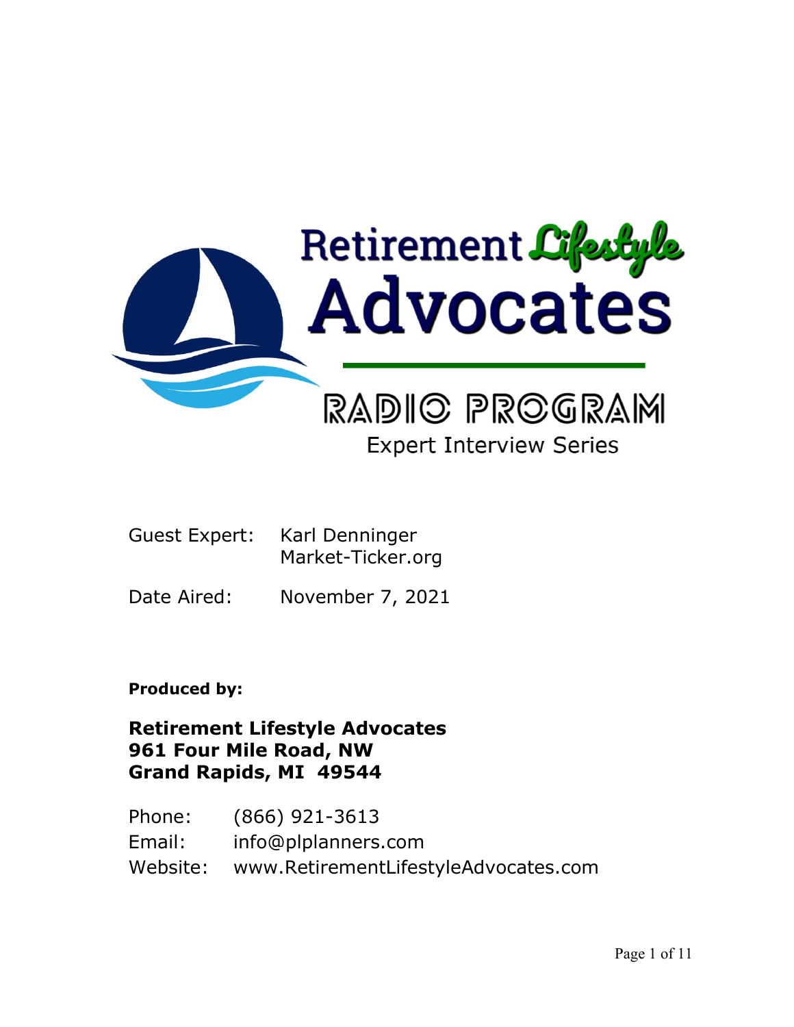# Retirement Lifestyle Advocates

## RADIO PROGRAM

### Expert Interview Series

Guest Expert: Karl Denninger
Market-Ticker.org

Date Aired: November 7, 2021

**Produced by:**

**Retirement Lifestyle Advocates**
**961 Four Mile Road, NW**
**Grand Rapids, MI 49544**

Phone: (866) 921-3613
Email: info@plplanners.com
Website: www.RetirementLifestyleAdvocates.com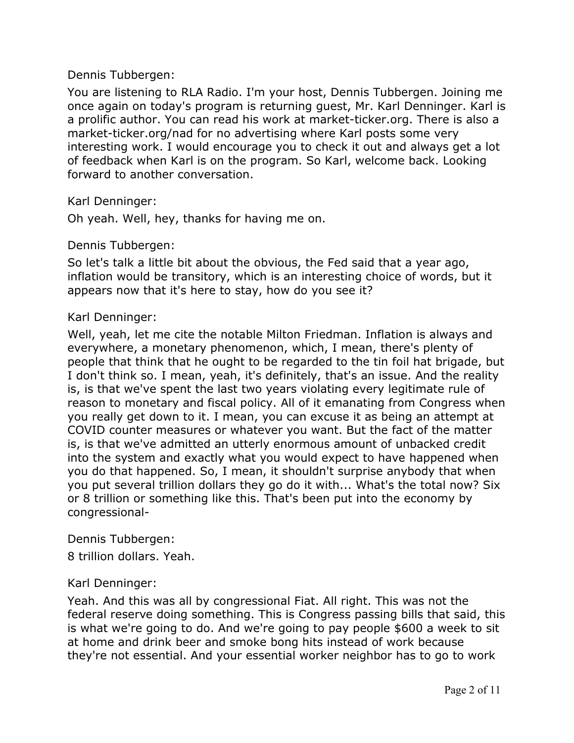Dennis Tubbergen:

You are listening to RLA Radio. I'm your host, Dennis Tubbergen. Joining me once again on today's program is returning guest, Mr. Karl Denninger. Karl is a prolific author. You can read his work at market-ticker.org. There is also a market-ticker.org/nad for no advertising where Karl posts some very interesting work. I would encourage you to check it out and always get a lot of feedback when Karl is on the program. So Karl, welcome back. Looking forward to another conversation.

Karl Denninger:

Oh yeah. Well, hey, thanks for having me on.

Dennis Tubbergen:

So let's talk a little bit about the obvious, the Fed said that a year ago, inflation would be transitory, which is an interesting choice of words, but it appears now that it's here to stay, how do you see it?

Karl Denninger:

Well, yeah, let me cite the notable Milton Friedman. Inflation is always and everywhere, a monetary phenomenon, which, I mean, there's plenty of people that think that he ought to be regarded to the tin foil hat brigade, but I don't think so. I mean, yeah, it's definitely, that's an issue. And the reality is, is that we've spent the last two years violating every legitimate rule of reason to monetary and fiscal policy. All of it emanating from Congress when you really get down to it. I mean, you can excuse it as being an attempt at COVID counter measures or whatever you want. But the fact of the matter is, is that we've admitted an utterly enormous amount of unbacked credit into the system and exactly what you would expect to have happened when you do that happened. So, I mean, it shouldn't surprise anybody that when you put several trillion dollars they go do it with... What's the total now? Six or 8 trillion or something like this. That's been put into the economy by congressional-

Dennis Tubbergen:

8 trillion dollars. Yeah.

Karl Denninger:

Yeah. And this was all by congressional Fiat. All right. This was not the federal reserve doing something. This is Congress passing bills that said, this is what we're going to do. And we're going to pay people $600 a week to sit at home and drink beer and smoke bong hits instead of work because they're not essential. And your essential worker neighbor has to go to work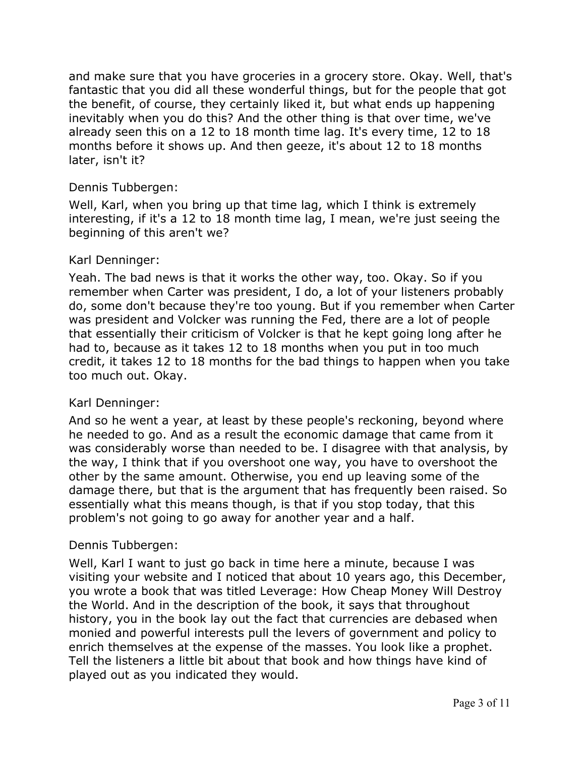and make sure that you have groceries in a grocery store. Okay. Well, that's fantastic that you did all these wonderful things, but for the people that got the benefit, of course, they certainly liked it, but what ends up happening inevitably when you do this? And the other thing is that over time, we've already seen this on a 12 to 18 month time lag. It's every time, 12 to 18 months before it shows up. And then geeze, it's about 12 to 18 months later, isn't it?

Dennis Tubbergen:

Well, Karl, when you bring up that time lag, which I think is extremely interesting, if it's a 12 to 18 month time lag, I mean, we're just seeing the beginning of this aren't we?

Karl Denninger:

Yeah. The bad news is that it works the other way, too. Okay. So if you remember when Carter was president, I do, a lot of your listeners probably do, some don't because they're too young. But if you remember when Carter was president and Volcker was running the Fed, there are a lot of people that essentially their criticism of Volcker is that he kept going long after he had to, because as it takes 12 to 18 months when you put in too much credit, it takes 12 to 18 months for the bad things to happen when you take too much out. Okay.

Karl Denninger:

And so he went a year, at least by these people's reckoning, beyond where he needed to go. And as a result the economic damage that came from it was considerably worse than needed to be. I disagree with that analysis, by the way, I think that if you overshoot one way, you have to overshoot the other by the same amount. Otherwise, you end up leaving some of the damage there, but that is the argument that has frequently been raised. So essentially what this means though, is that if you stop today, that this problem's not going to go away for another year and a half.

Dennis Tubbergen:

Well, Karl I want to just go back in time here a minute, because I was visiting your website and I noticed that about 10 years ago, this December, you wrote a book that was titled Leverage: How Cheap Money Will Destroy the World. And in the description of the book, it says that throughout history, you in the book lay out the fact that currencies are debased when monied and powerful interests pull the levers of government and policy to enrich themselves at the expense of the masses. You look like a prophet. Tell the listeners a little bit about that book and how things have kind of played out as you indicated they would.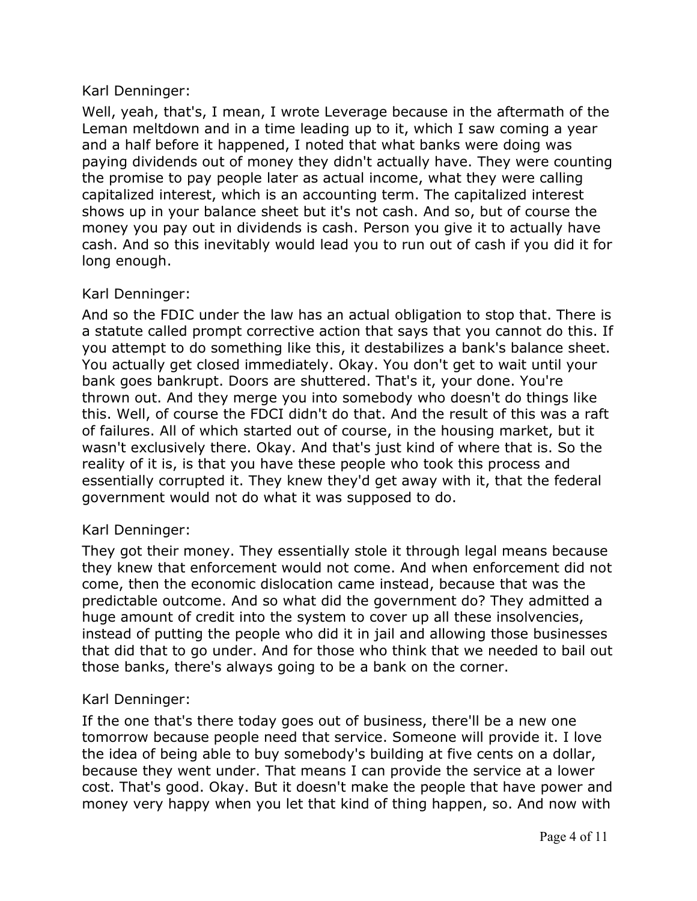Karl Denninger:

Well, yeah, that's, I mean, I wrote Leverage because in the aftermath of the Leman meltdown and in a time leading up to it, which I saw coming a year and a half before it happened, I noted that what banks were doing was paying dividends out of money they didn't actually have. They were counting the promise to pay people later as actual income, what they were calling capitalized interest, which is an accounting term. The capitalized interest shows up in your balance sheet but it's not cash. And so, but of course the money you pay out in dividends is cash. Person you give it to actually have cash. And so this inevitably would lead you to run out of cash if you did it for long enough.

Karl Denninger:

And so the FDIC under the law has an actual obligation to stop that. There is a statute called prompt corrective action that says that you cannot do this. If you attempt to do something like this, it destabilizes a bank's balance sheet. You actually get closed immediately. Okay. You don't get to wait until your bank goes bankrupt. Doors are shuttered. That's it, your done. You're thrown out. And they merge you into somebody who doesn't do things like this. Well, of course the FDCI didn't do that. And the result of this was a raft of failures. All of which started out of course, in the housing market, but it wasn't exclusively there. Okay. And that's just kind of where that is. So the reality of it is, is that you have these people who took this process and essentially corrupted it. They knew they'd get away with it, that the federal government would not do what it was supposed to do.

Karl Denninger:

They got their money. They essentially stole it through legal means because they knew that enforcement would not come. And when enforcement did not come, then the economic dislocation came instead, because that was the predictable outcome. And so what did the government do? They admitted a huge amount of credit into the system to cover up all these insolvencies, instead of putting the people who did it in jail and allowing those businesses that did that to go under. And for those who think that we needed to bail out those banks, there's always going to be a bank on the corner.

Karl Denninger:

If the one that's there today goes out of business, there'll be a new one tomorrow because people need that service. Someone will provide it. I love the idea of being able to buy somebody's building at five cents on a dollar, because they went under. That means I can provide the service at a lower cost. That's good. Okay. But it doesn't make the people that have power and money very happy when you let that kind of thing happen, so. And now with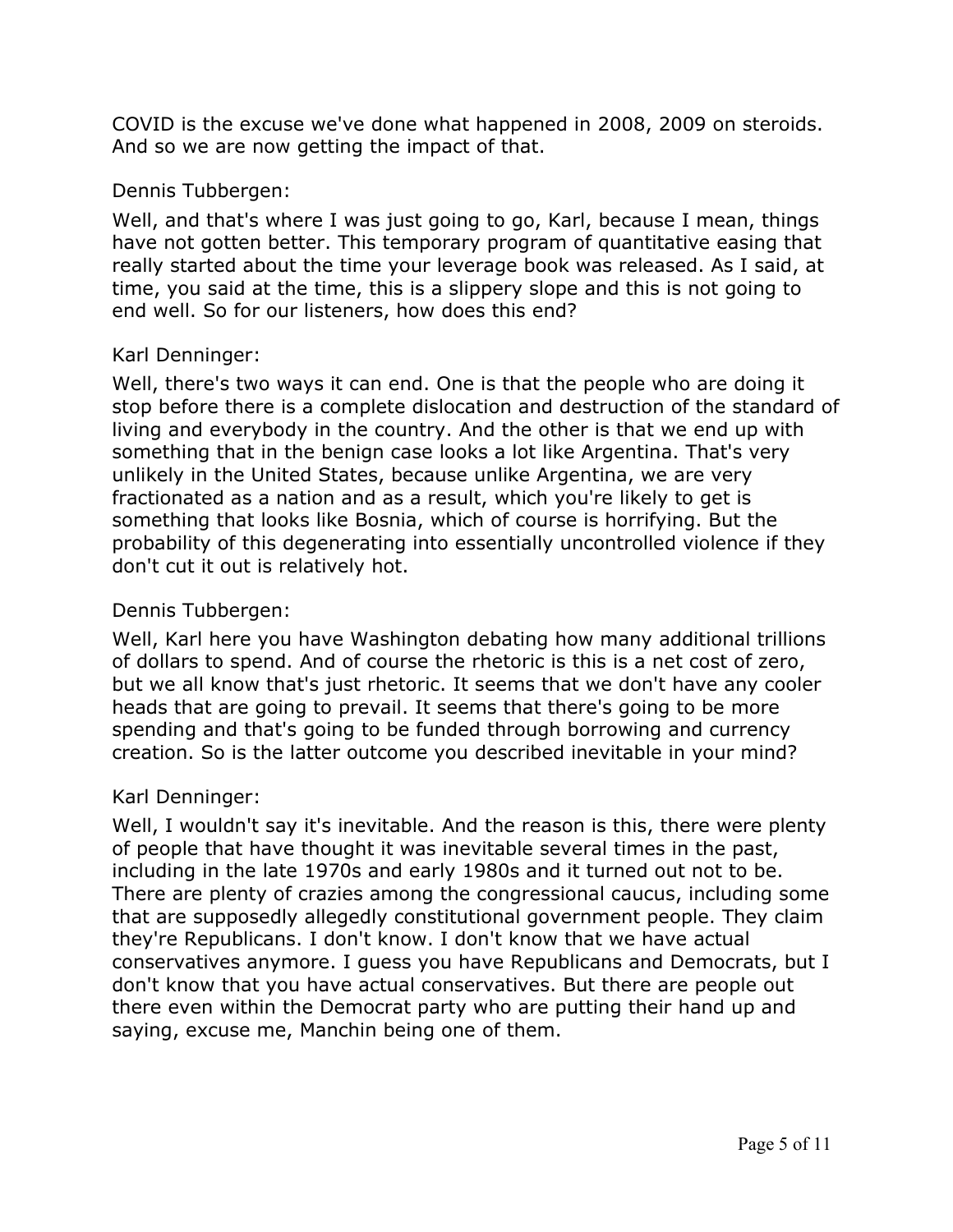COVID is the excuse we've done what happened in 2008, 2009 on steroids. And so we are now getting the impact of that.

Dennis Tubbergen:

Well, and that's where I was just going to go, Karl, because I mean, things have not gotten better. This temporary program of quantitative easing that really started about the time your leverage book was released. As I said, at time, you said at the time, this is a slippery slope and this is not going to end well. So for our listeners, how does this end?

Karl Denninger:

Well, there's two ways it can end. One is that the people who are doing it stop before there is a complete dislocation and destruction of the standard of living and everybody in the country. And the other is that we end up with something that in the benign case looks a lot like Argentina. That's very unlikely in the United States, because unlike Argentina, we are very fractionated as a nation and as a result, which you're likely to get is something that looks like Bosnia, which of course is horrifying. But the probability of this degenerating into essentially uncontrolled violence if they don't cut it out is relatively hot.

Dennis Tubbergen:

Well, Karl here you have Washington debating how many additional trillions of dollars to spend. And of course the rhetoric is this is a net cost of zero, but we all know that's just rhetoric. It seems that we don't have any cooler heads that are going to prevail. It seems that there's going to be more spending and that's going to be funded through borrowing and currency creation. So is the latter outcome you described inevitable in your mind?

Karl Denninger:

Well, I wouldn't say it's inevitable. And the reason is this, there were plenty of people that have thought it was inevitable several times in the past, including in the late 1970s and early 1980s and it turned out not to be. There are plenty of crazies among the congressional caucus, including some that are supposedly allegedly constitutional government people. They claim they're Republicans. I don't know. I don't know that we have actual conservatives anymore. I guess you have Republicans and Democrats, but I don't know that you have actual conservatives. But there are people out there even within the Democrat party who are putting their hand up and saying, excuse me, Manchin being one of them.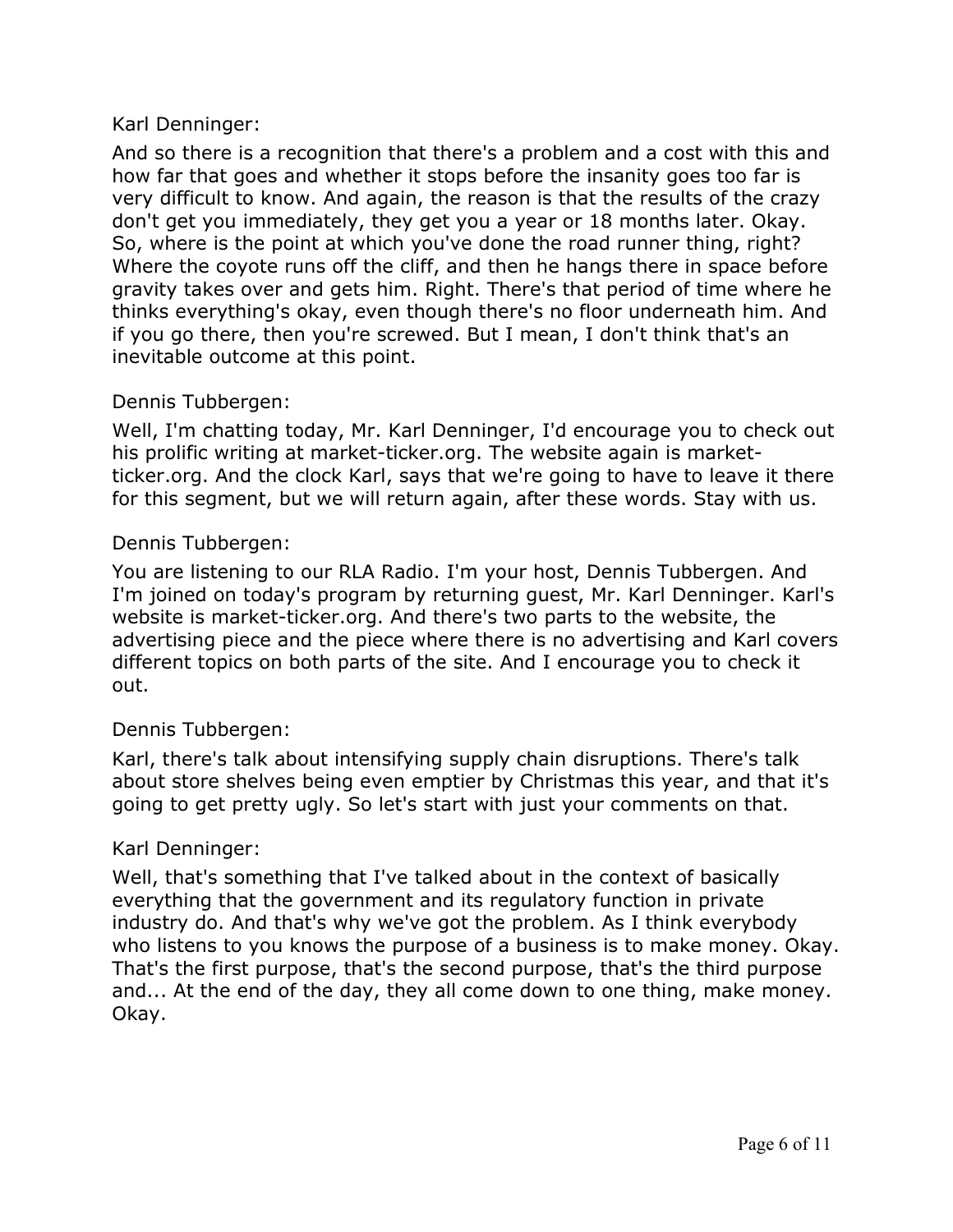Karl Denninger:

And so there is a recognition that there's a problem and a cost with this and how far that goes and whether it stops before the insanity goes too far is very difficult to know. And again, the reason is that the results of the crazy don't get you immediately, they get you a year or 18 months later. Okay. So, where is the point at which you've done the road runner thing, right? Where the coyote runs off the cliff, and then he hangs there in space before gravity takes over and gets him. Right. There's that period of time where he thinks everything's okay, even though there's no floor underneath him. And if you go there, then you're screwed. But I mean, I don't think that's an inevitable outcome at this point.

Dennis Tubbergen:

Well, I'm chatting today, Mr. Karl Denninger, I'd encourage you to check out his prolific writing at market-ticker.org. The website again is market-ticker.org. And the clock Karl, says that we're going to have to leave it there for this segment, but we will return again, after these words. Stay with us.

Dennis Tubbergen:

You are listening to our RLA Radio. I'm your host, Dennis Tubbergen. And I'm joined on today's program by returning guest, Mr. Karl Denninger. Karl's website is market-ticker.org. And there's two parts to the website, the advertising piece and the piece where there is no advertising and Karl covers different topics on both parts of the site. And I encourage you to check it out.

Dennis Tubbergen:

Karl, there's talk about intensifying supply chain disruptions. There's talk about store shelves being even emptier by Christmas this year, and that it's going to get pretty ugly. So let's start with just your comments on that.

Karl Denninger:

Well, that's something that I've talked about in the context of basically everything that the government and its regulatory function in private industry do. And that's why we've got the problem. As I think everybody who listens to you knows the purpose of a business is to make money. Okay. That's the first purpose, that's the second purpose, that's the third purpose and... At the end of the day, they all come down to one thing, make money. Okay.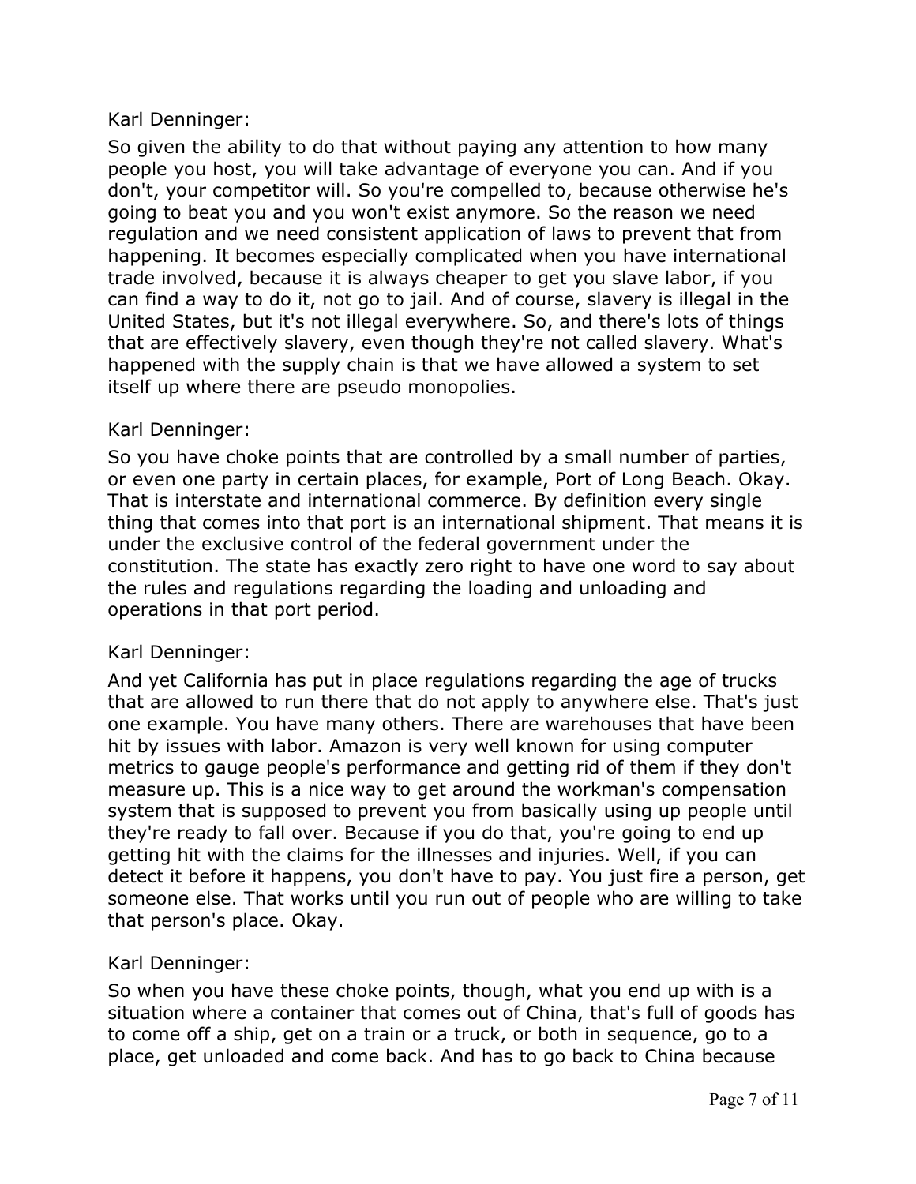Karl Denninger:

So given the ability to do that without paying any attention to how many people you host, you will take advantage of everyone you can. And if you don't, your competitor will. So you're compelled to, because otherwise he's going to beat you and you won't exist anymore. So the reason we need regulation and we need consistent application of laws to prevent that from happening. It becomes especially complicated when you have international trade involved, because it is always cheaper to get you slave labor, if you can find a way to do it, not go to jail. And of course, slavery is illegal in the United States, but it's not illegal everywhere. So, and there's lots of things that are effectively slavery, even though they're not called slavery. What's happened with the supply chain is that we have allowed a system to set itself up where there are pseudo monopolies.

Karl Denninger:

So you have choke points that are controlled by a small number of parties, or even one party in certain places, for example, Port of Long Beach. Okay. That is interstate and international commerce. By definition every single thing that comes into that port is an international shipment. That means it is under the exclusive control of the federal government under the constitution. The state has exactly zero right to have one word to say about the rules and regulations regarding the loading and unloading and operations in that port period.

Karl Denninger:

And yet California has put in place regulations regarding the age of trucks that are allowed to run there that do not apply to anywhere else. That's just one example. You have many others. There are warehouses that have been hit by issues with labor. Amazon is very well known for using computer metrics to gauge people's performance and getting rid of them if they don't measure up. This is a nice way to get around the workman's compensation system that is supposed to prevent you from basically using up people until they're ready to fall over. Because if you do that, you're going to end up getting hit with the claims for the illnesses and injuries. Well, if you can detect it before it happens, you don't have to pay. You just fire a person, get someone else. That works until you run out of people who are willing to take that person's place. Okay.

Karl Denninger:

So when you have these choke points, though, what you end up with is a situation where a container that comes out of China, that's full of goods has to come off a ship, get on a train or a truck, or both in sequence, go to a place, get unloaded and come back. And has to go back to China because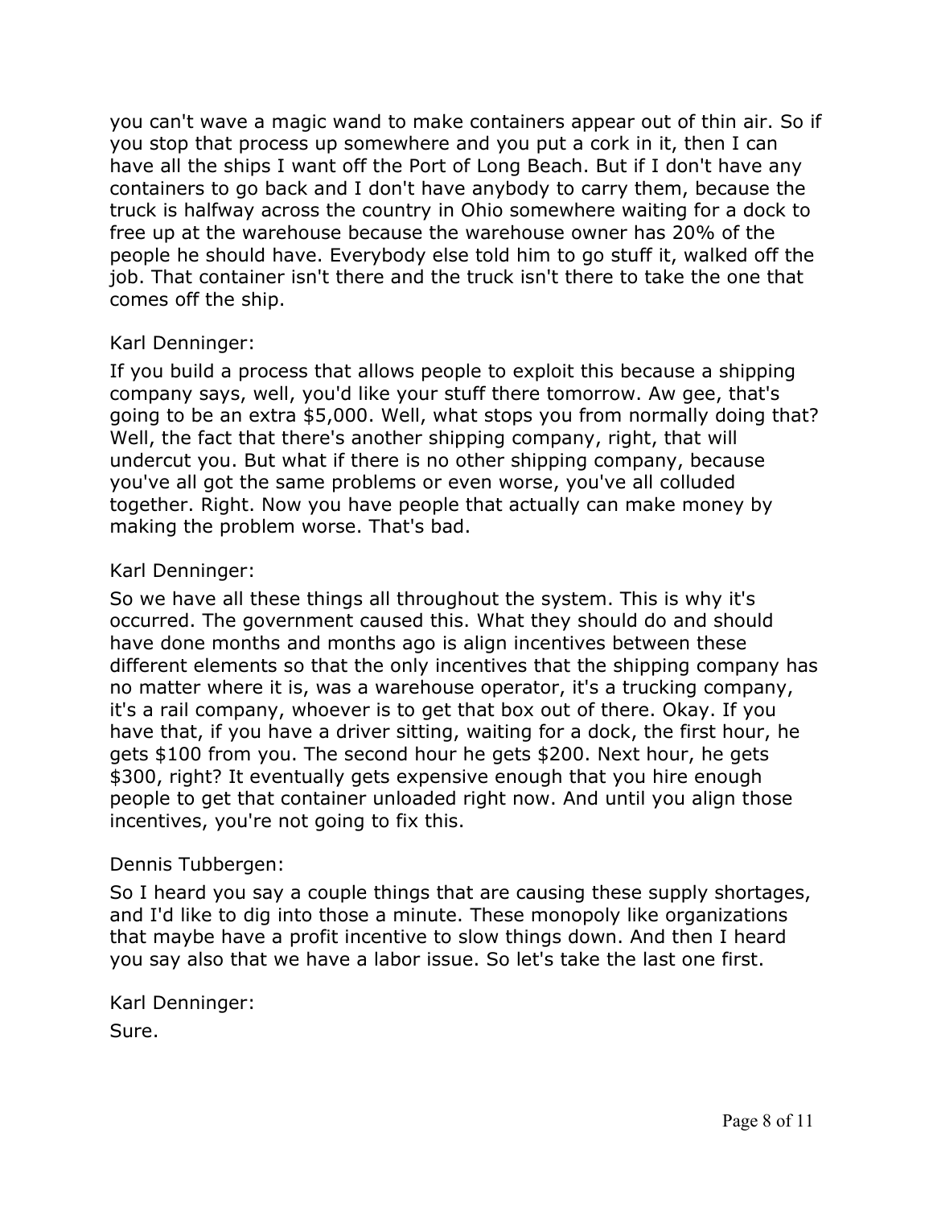you can't wave a magic wand to make containers appear out of thin air. So if you stop that process up somewhere and you put a cork in it, then I can have all the ships I want off the Port of Long Beach. But if I don't have any containers to go back and I don't have anybody to carry them, because the truck is halfway across the country in Ohio somewhere waiting for a dock to free up at the warehouse because the warehouse owner has 20% of the people he should have. Everybody else told him to go stuff it, walked off the job. That container isn't there and the truck isn't there to take the one that comes off the ship.

Karl Denninger:

If you build a process that allows people to exploit this because a shipping company says, well, you'd like your stuff there tomorrow. Aw gee, that's going to be an extra $5,000. Well, what stops you from normally doing that? Well, the fact that there's another shipping company, right, that will undercut you. But what if there is no other shipping company, because you've all got the same problems or even worse, you've all colluded together. Right. Now you have people that actually can make money by making the problem worse. That's bad.

Karl Denninger:

So we have all these things all throughout the system. This is why it's occurred. The government caused this. What they should do and should have done months and months ago is align incentives between these different elements so that the only incentives that the shipping company has no matter where it is, was a warehouse operator, it's a trucking company, it's a rail company, whoever is to get that box out of there. Okay. If you have that, if you have a driver sitting, waiting for a dock, the first hour, he gets $100 from you. The second hour he gets $200. Next hour, he gets $300, right? It eventually gets expensive enough that you hire enough people to get that container unloaded right now. And until you align those incentives, you're not going to fix this.

Dennis Tubbergen:

So I heard you say a couple things that are causing these supply shortages, and I'd like to dig into those a minute. These monopoly like organizations that maybe have a profit incentive to slow things down. And then I heard you say also that we have a labor issue. So let's take the last one first.

Karl Denninger:

Sure.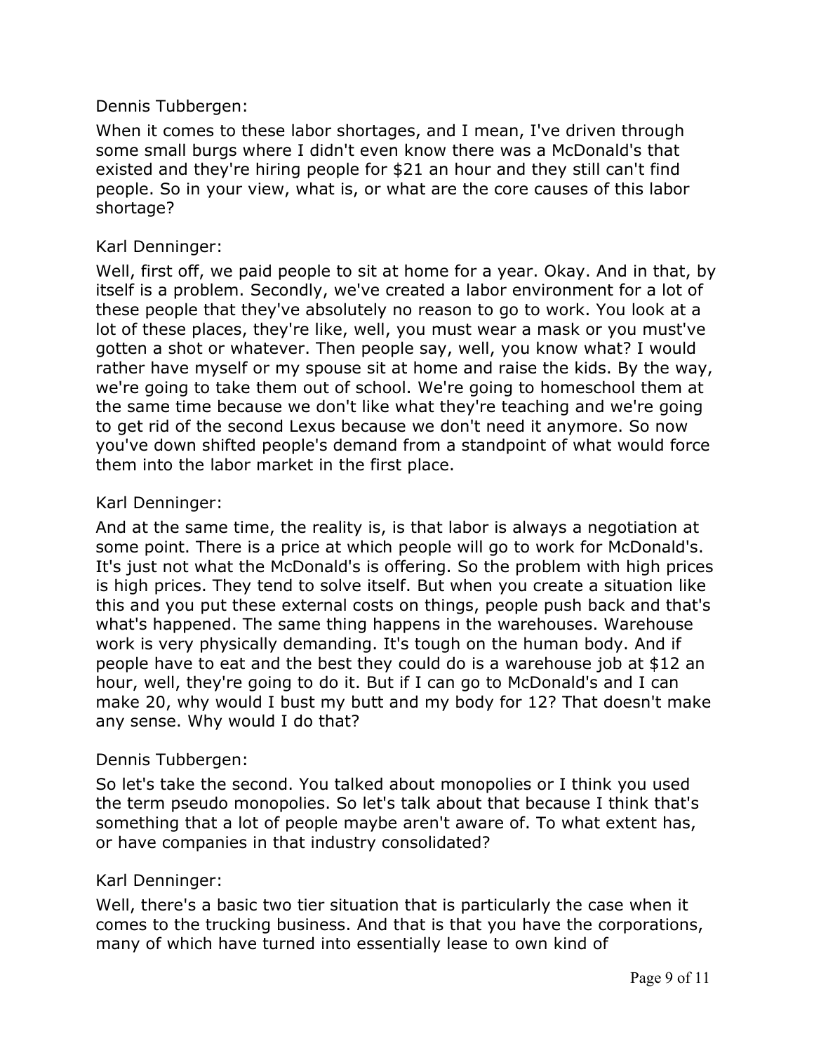Dennis Tubbergen:

When it comes to these labor shortages, and I mean, I've driven through some small burgs where I didn't even know there was a McDonald's that existed and they're hiring people for $21 an hour and they still can't find people. So in your view, what is, or what are the core causes of this labor shortage?

Karl Denninger:

Well, first off, we paid people to sit at home for a year. Okay. And in that, by itself is a problem. Secondly, we've created a labor environment for a lot of these people that they've absolutely no reason to go to work. You look at a lot of these places, they're like, well, you must wear a mask or you must've gotten a shot or whatever. Then people say, well, you know what? I would rather have myself or my spouse sit at home and raise the kids. By the way, we're going to take them out of school. We're going to homeschool them at the same time because we don't like what they're teaching and we're going to get rid of the second Lexus because we don't need it anymore. So now you've down shifted people's demand from a standpoint of what would force them into the labor market in the first place.

Karl Denninger:

And at the same time, the reality is, is that labor is always a negotiation at some point. There is a price at which people will go to work for McDonald's. It's just not what the McDonald's is offering. So the problem with high prices is high prices. They tend to solve itself. But when you create a situation like this and you put these external costs on things, people push back and that's what's happened. The same thing happens in the warehouses. Warehouse work is very physically demanding. It's tough on the human body. And if people have to eat and the best they could do is a warehouse job at $12 an hour, well, they're going to do it. But if I can go to McDonald's and I can make 20, why would I bust my butt and my body for 12? That doesn't make any sense. Why would I do that?

Dennis Tubbergen:

So let's take the second. You talked about monopolies or I think you used the term pseudo monopolies. So let's talk about that because I think that's something that a lot of people maybe aren't aware of. To what extent has, or have companies in that industry consolidated?

Karl Denninger:

Well, there's a basic two tier situation that is particularly the case when it comes to the trucking business. And that is that you have the corporations, many of which have turned into essentially lease to own kind of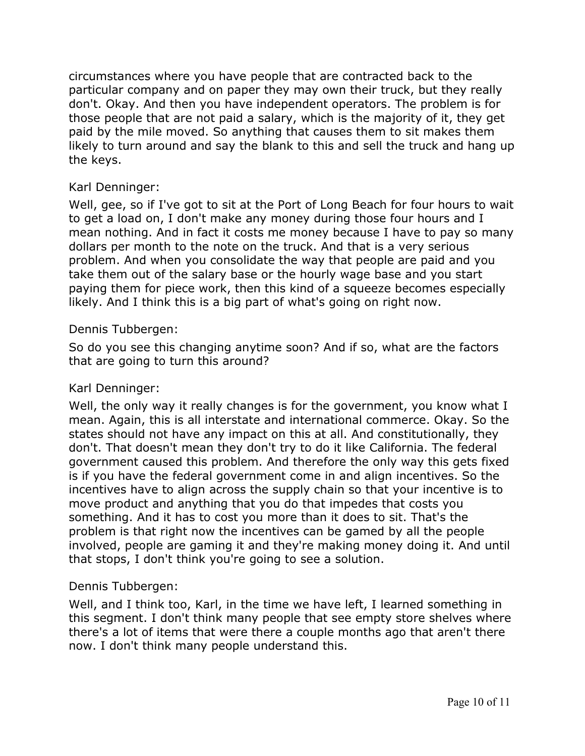circumstances where you have people that are contracted back to the particular company and on paper they may own their truck, but they really don't. Okay. And then you have independent operators. The problem is for those people that are not paid a salary, which is the majority of it, they get paid by the mile moved. So anything that causes them to sit makes them likely to turn around and say the blank to this and sell the truck and hang up the keys.

Karl Denninger:

Well, gee, so if I've got to sit at the Port of Long Beach for four hours to wait to get a load on, I don't make any money during those four hours and I mean nothing. And in fact it costs me money because I have to pay so many dollars per month to the note on the truck. And that is a very serious problem. And when you consolidate the way that people are paid and you take them out of the salary base or the hourly wage base and you start paying them for piece work, then this kind of a squeeze becomes especially likely. And I think this is a big part of what's going on right now.

Dennis Tubbergen:

So do you see this changing anytime soon? And if so, what are the factors that are going to turn this around?

Karl Denninger:

Well, the only way it really changes is for the government, you know what I mean. Again, this is all interstate and international commerce. Okay. So the states should not have any impact on this at all. And constitutionally, they don't. That doesn't mean they don't try to do it like California. The federal government caused this problem. And therefore the only way this gets fixed is if you have the federal government come in and align incentives. So the incentives have to align across the supply chain so that your incentive is to move product and anything that you do that impedes that costs you something. And it has to cost you more than it does to sit. That's the problem is that right now the incentives can be gamed by all the people involved, people are gaming it and they're making money doing it. And until that stops, I don't think you're going to see a solution.

Dennis Tubbergen:

Well, and I think too, Karl, in the time we have left, I learned something in this segment. I don't think many people that see empty store shelves where there's a lot of items that were there a couple months ago that aren't there now. I don't think many people understand this.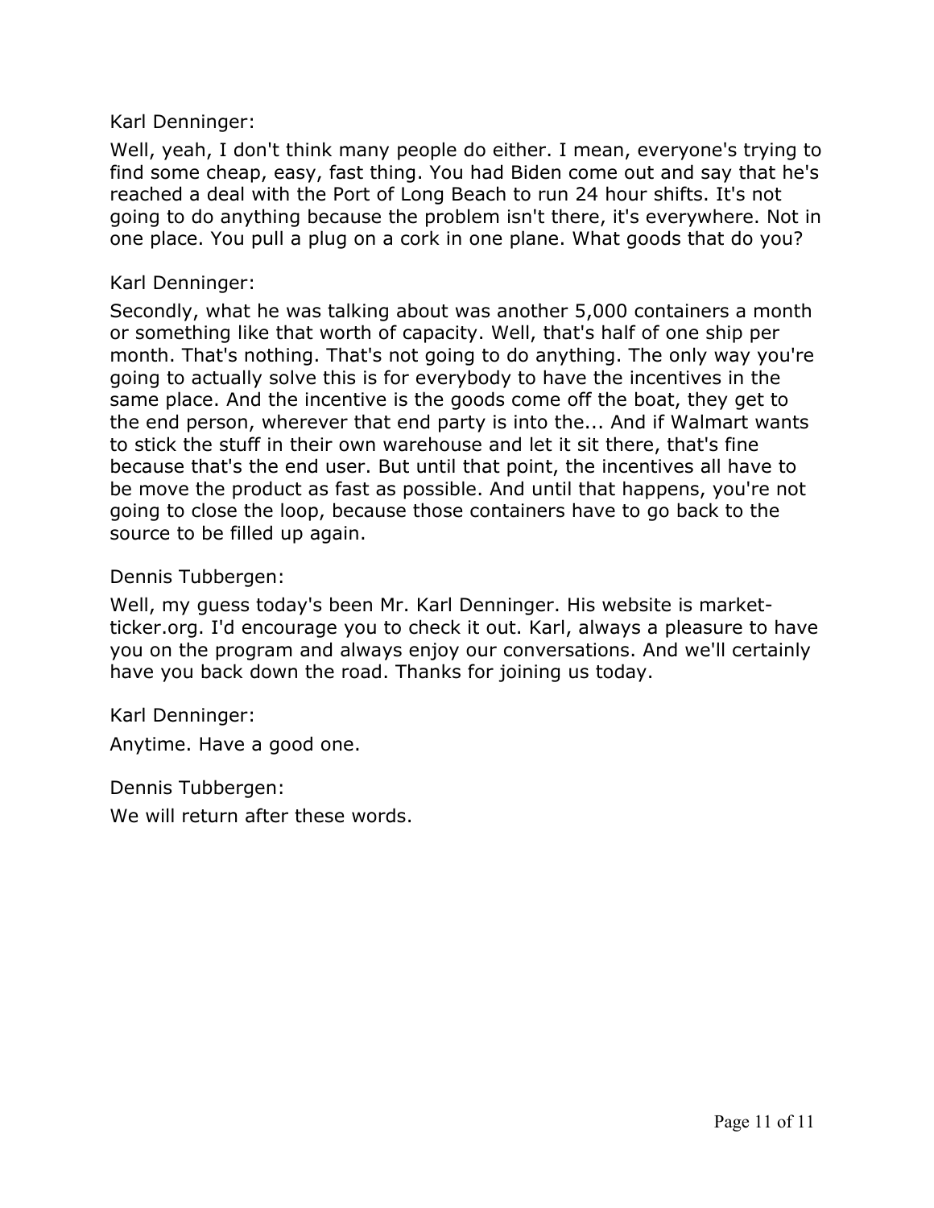Karl Denninger:

Well, yeah, I don't think many people do either. I mean, everyone's trying to find some cheap, easy, fast thing. You had Biden come out and say that he's reached a deal with the Port of Long Beach to run 24 hour shifts. It's not going to do anything because the problem isn't there, it's everywhere. Not in one place. You pull a plug on a cork in one plane. What goods that do you?

Karl Denninger:

Secondly, what he was talking about was another 5,000 containers a month or something like that worth of capacity. Well, that's half of one ship per month. That's nothing. That's not going to do anything. The only way you're going to actually solve this is for everybody to have the incentives in the same place. And the incentive is the goods come off the boat, they get to the end person, wherever that end party is into the... And if Walmart wants to stick the stuff in their own warehouse and let it sit there, that's fine because that's the end user. But until that point, the incentives all have to be move the product as fast as possible. And until that happens, you're not going to close the loop, because those containers have to go back to the source to be filled up again.

Dennis Tubbergen:

Well, my guess today's been Mr. Karl Denninger. His website is market-ticker.org. I'd encourage you to check it out. Karl, always a pleasure to have you on the program and always enjoy our conversations. And we'll certainly have you back down the road. Thanks for joining us today.

Karl Denninger:

Anytime. Have a good one.

Dennis Tubbergen:

We will return after these words.